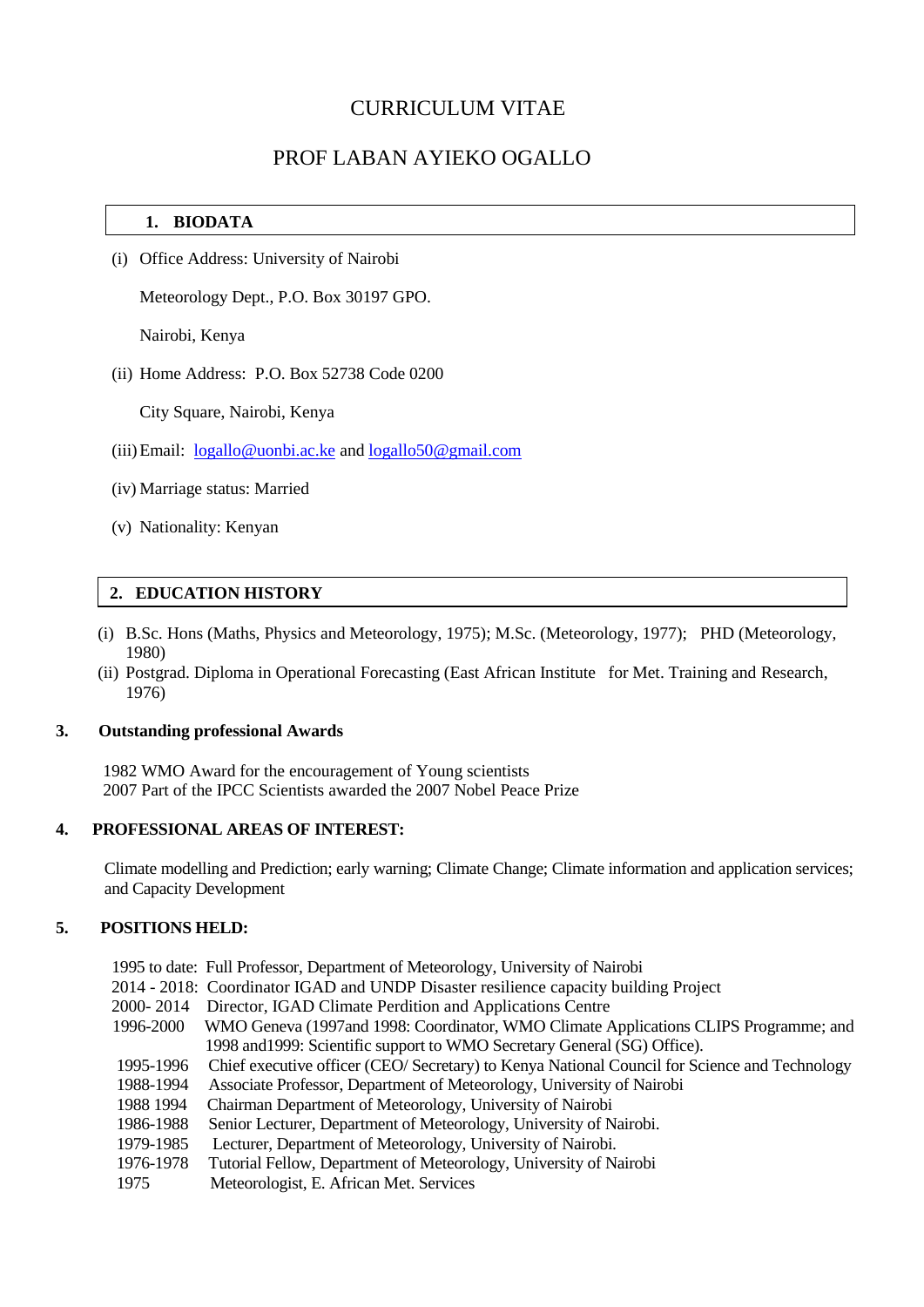# CURRICULUM VITAE

# PROF LABAN AYIEKO OGALLO

## 1. BIODATA

(i) Office Address: University of Nairobi

Meteorology Dept., P.O. Box 30197 GPO.

Nairobi, Kenya

(ii) Home Address: P.O. Box 52738 Code 0200

City Square, Nairobi, Kenya

(iii) Email: logallo@uonbi.ac.ke and logallo50@gmail.com

(iv) Marriage status: Married

(v) Nationality: Kenyan

## 2. EDUCATION HISTORY

(i) B.Sc. Hons (Maths, Physics and Meteorology, 1975); M.Sc. (Meteorology, 1977); PHD (Meteorology, 1980)

(ii) Postgrad. Diploma in Operational Forecasting (East African Institute for Met. Training and Research, 1976)

## 3. Outstanding professional Awards

1982 WMO Award for the encouragement of Young scientists
2007 Part of the IPCC Scientists awarded the 2007 Nobel Peace Prize

## 4. PROFESSIONAL AREAS OF INTEREST:

Climate modelling and Prediction; early warning; Climate Change; Climate information and application services; and Capacity Development

## 5. POSITIONS HELD:

| | |
|---|---|
| 1995 to date: | Full Professor, Department of Meteorology, University of Nairobi |
| 2014 - 2018: | Coordinator IGAD and UNDP Disaster resilience capacity building Project |
| 2000- 2014 | Director, IGAD Climate Perdition and Applications Centre |
| 1996-2000 | WMO Geneva (1997and 1998: Coordinator, WMO Climate Applications CLIPS Programme; and 1998 and1999: Scientific support to WMO Secretary General (SG) Office). |
| 1995-1996 | Chief executive officer (CEO/ Secretary) to Kenya National Council for Science and Technology |
| 1988-1994 | Associate Professor, Department of Meteorology, University of Nairobi |
| 1988 1994 | Chairman Department of Meteorology, University of Nairobi |
| 1986-1988 | Senior Lecturer, Department of Meteorology, University of Nairobi. |
| 1979-1985 | Lecturer, Department of Meteorology, University of Nairobi. |
| 1976-1978 | Tutorial Fellow, Department of Meteorology, University of Nairobi |
| 1975 | Meteorologist, E. African Met. Services |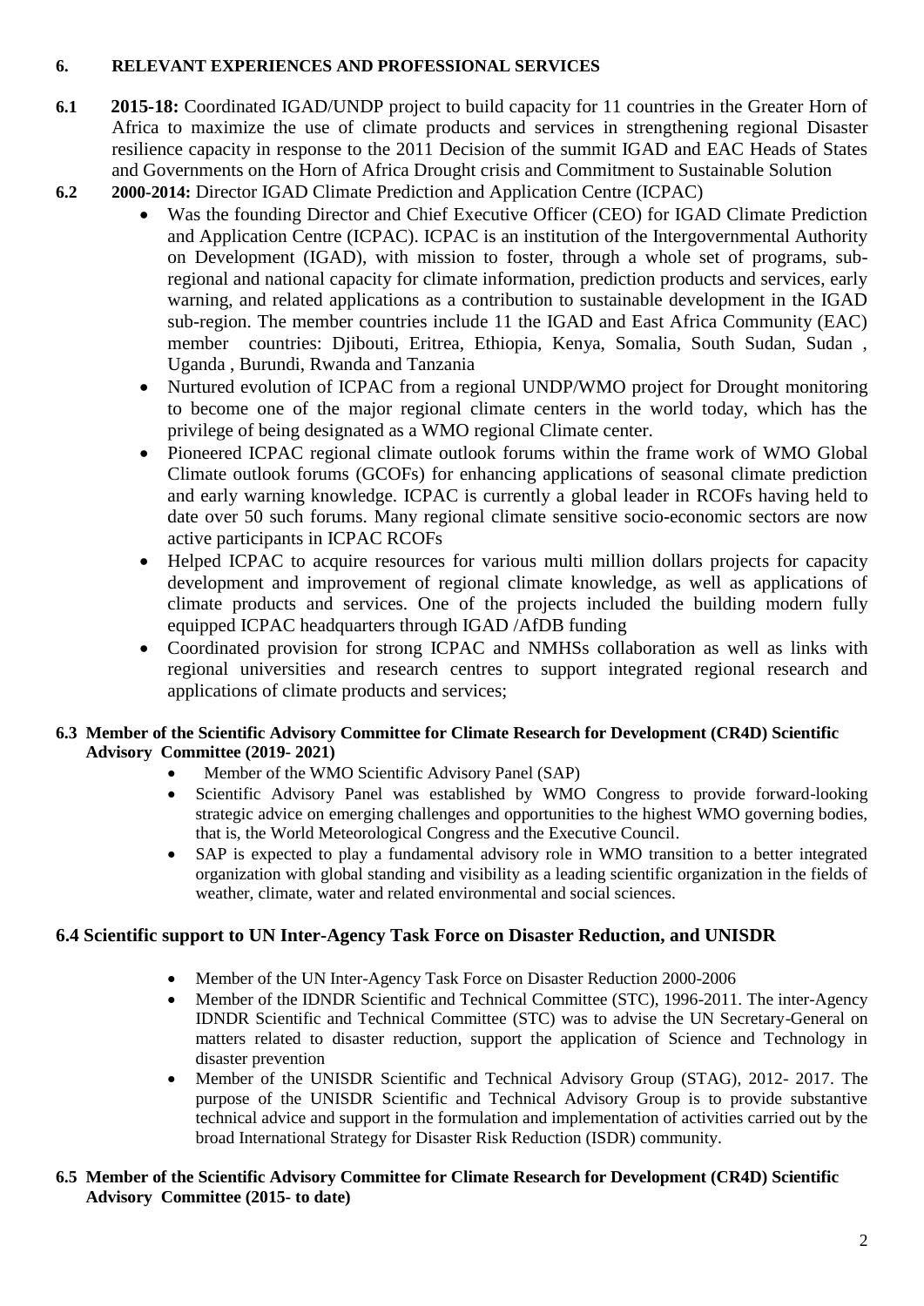## 6. RELEVANT EXPERIENCES AND PROFESSIONAL SERVICES

**6.1** **2015-18:** Coordinated IGAD/UNDP project to build capacity for 11 countries in the Greater Horn of Africa to maximize the use of climate products and services in strengthening regional Disaster resilience capacity in response to the 2011 Decision of the summit IGAD and EAC Heads of States and Governments on the Horn of Africa Drought crisis and Commitment to Sustainable Solution

**6.2** **2000-2014:** Director IGAD Climate Prediction and Application Centre (ICPAC)

- Was the founding Director and Chief Executive Officer (CEO) for IGAD Climate Prediction and Application Centre (ICPAC). ICPAC is an institution of the Intergovernmental Authority on Development (IGAD), with mission to foster, through a whole set of programs, sub-regional and national capacity for climate information, prediction products and services, early warning, and related applications as a contribution to sustainable development in the IGAD sub-region. The member countries include 11 the IGAD and East Africa Community (EAC) member countries: Djibouti, Eritrea, Ethiopia, Kenya, Somalia, South Sudan, Sudan , Uganda , Burundi, Rwanda and Tanzania
- Nurtured evolution of ICPAC from a regional UNDP/WMO project for Drought monitoring to become one of the major regional climate centers in the world today, which has the privilege of being designated as a WMO regional Climate center.
- Pioneered ICPAC regional climate outlook forums within the frame work of WMO Global Climate outlook forums (GCOFs) for enhancing applications of seasonal climate prediction and early warning knowledge. ICPAC is currently a global leader in RCOFs having held to date over 50 such forums. Many regional climate sensitive socio-economic sectors are now active participants in ICPAC RCOFs
- Helped ICPAC to acquire resources for various multi million dollars projects for capacity development and improvement of regional climate knowledge, as well as applications of climate products and services. One of the projects included the building modern fully equipped ICPAC headquarters through IGAD /AfDB funding
- Coordinated provision for strong ICPAC and NMHSs collaboration as well as links with regional universities and research centres to support integrated regional research and applications of climate products and services;

**6.3 Member of the Scientific Advisory Committee for Climate Research for Development (CR4D) Scientific Advisory Committee (2019- 2021)**

- Member of the WMO Scientific Advisory Panel (SAP)
- Scientific Advisory Panel was established by WMO Congress to provide forward-looking strategic advice on emerging challenges and opportunities to the highest WMO governing bodies, that is, the World Meteorological Congress and the Executive Council.
- SAP is expected to play a fundamental advisory role in WMO transition to a better integrated organization with global standing and visibility as a leading scientific organization in the fields of weather, climate, water and related environmental and social sciences.

### 6.4 Scientific support to UN Inter-Agency Task Force on Disaster Reduction, and UNISDR

- Member of the UN Inter-Agency Task Force on Disaster Reduction 2000-2006
- Member of the IDNDR Scientific and Technical Committee (STC), 1996-2011. The inter-Agency IDNDR Scientific and Technical Committee (STC) was to advise the UN Secretary-General on matters related to disaster reduction, support the application of Science and Technology in disaster prevention
- Member of the UNISDR Scientific and Technical Advisory Group (STAG), 2012- 2017. The purpose of the UNISDR Scientific and Technical Advisory Group is to provide substantive technical advice and support in the formulation and implementation of activities carried out by the broad International Strategy for Disaster Risk Reduction (ISDR) community.

**6.5 Member of the Scientific Advisory Committee for Climate Research for Development (CR4D) Scientific Advisory Committee (2015- to date)**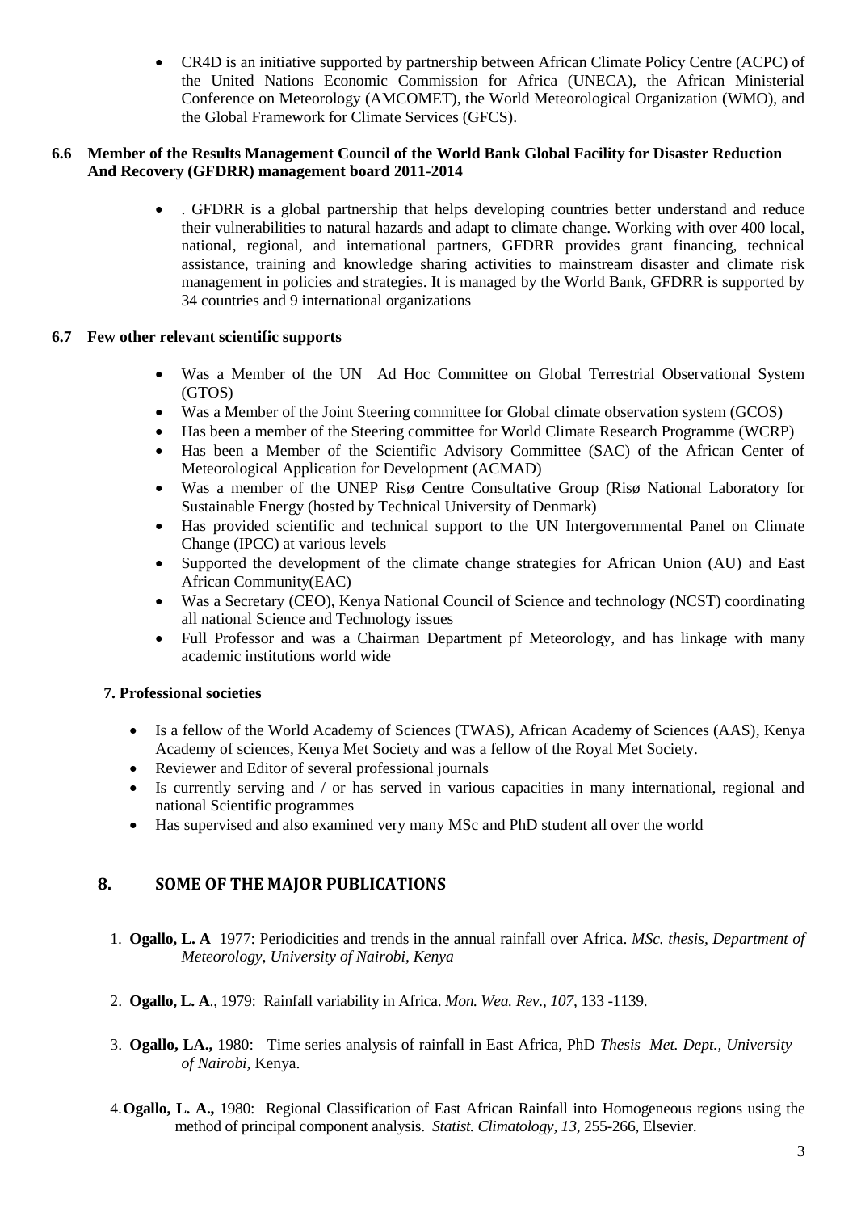- CR4D is an initiative supported by partnership between African Climate Policy Centre (ACPC) of the United Nations Economic Commission for Africa (UNECA), the African Ministerial Conference on Meteorology (AMCOMET), the World Meteorological Organization (WMO), and the Global Framework for Climate Services (GFCS).

### 6.6 Member of the Results Management Council of the World Bank Global Facility for Disaster Reduction And Recovery (GFDRR) management board 2011-2014

- . GFDRR is a global partnership that helps developing countries better understand and reduce their vulnerabilities to natural hazards and adapt to climate change. Working with over 400 local, national, regional, and international partners, GFDRR provides grant financing, technical assistance, training and knowledge sharing activities to mainstream disaster and climate risk management in policies and strategies. It is managed by the World Bank, GFDRR is supported by 34 countries and 9 international organizations

### 6.7 Few other relevant scientific supports

- Was a Member of the UN Ad Hoc Committee on Global Terrestrial Observational System (GTOS)
- Was a Member of the Joint Steering committee for Global climate observation system (GCOS)
- Has been a member of the Steering committee for World Climate Research Programme (WCRP)
- Has been a Member of the Scientific Advisory Committee (SAC) of the African Center of Meteorological Application for Development (ACMAD)
- Was a member of the UNEP Risø Centre Consultative Group (Risø National Laboratory for Sustainable Energy (hosted by Technical University of Denmark)
- Has provided scientific and technical support to the UN Intergovernmental Panel on Climate Change (IPCC) at various levels
- Supported the development of the climate change strategies for African Union (AU) and East African Community(EAC)
- Was a Secretary (CEO), Kenya National Council of Science and technology (NCST) coordinating all national Science and Technology issues
- Full Professor and was a Chairman Department pf Meteorology, and has linkage with many academic institutions world wide

### 7. Professional societies

- Is a fellow of the World Academy of Sciences (TWAS), African Academy of Sciences (AAS), Kenya Academy of sciences, Kenya Met Society and was a fellow of the Royal Met Society.
- Reviewer and Editor of several professional journals
- Is currently serving and / or has served in various capacities in many international, regional and national Scientific programmes
- Has supervised and also examined very many MSc and PhD student all over the world

## 8. SOME OF THE MAJOR PUBLICATIONS

1. **Ogallo, L. A** 1977: Periodicities and trends in the annual rainfall over Africa. *MSc. thesis, Department of Meteorology, University of Nairobi, Kenya*

2. **Ogallo, L. A**., 1979: Rainfall variability in Africa. *Mon. Wea. Rev., 107*, 133 -1139.

3. **Ogallo, LA.,** 1980: Time series analysis of rainfall in East Africa, PhD *Thesis Met. Dept., University of Nairobi,* Kenya.

4. **Ogallo, L. A.,** 1980: Regional Classification of East African Rainfall into Homogeneous regions using the method of principal component analysis. *Statist. Climatology, 13*, 255-266, Elsevier.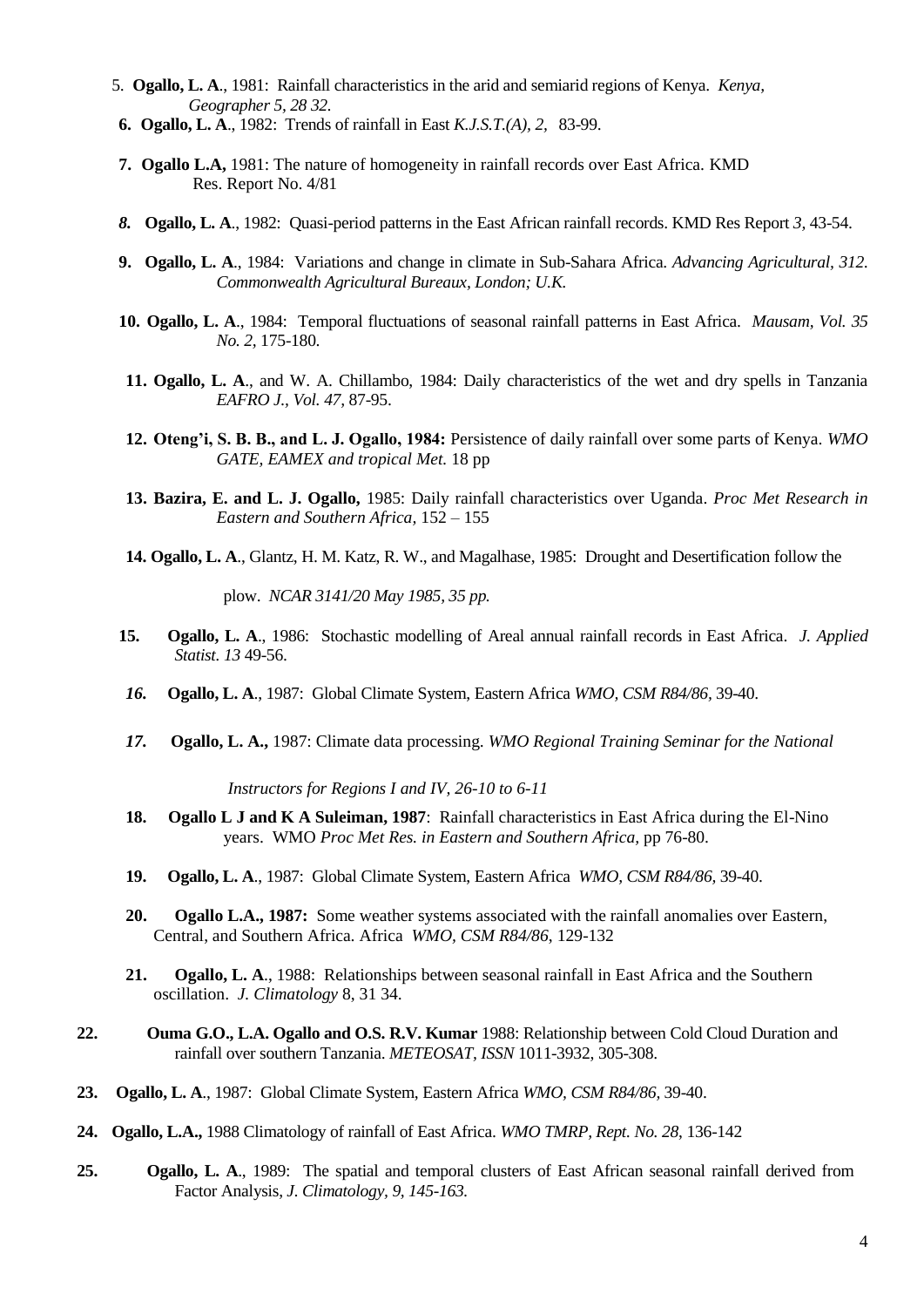5. **Ogallo, L. A**., 1981: Rainfall characteristics in the arid and semiarid regions of Kenya. *Kenya, Geographer 5, 28 32.*

6. **Ogallo, L. A**., 1982: Trends of rainfall in East *K.J.S.T.(A), 2,* 83-99.

7. **Ogallo L.A,** 1981: The nature of homogeneity in rainfall records over East Africa. KMD Res. Report No. 4/81

8. **Ogallo, L. A**., 1982: Quasi-period patterns in the East African rainfall records. KMD Res Report *3*, 43-54.

9. **Ogallo, L. A**., 1984: Variations and change in climate in Sub-Sahara Africa. *Advancing Agricultural, 312. Commonwealth Agricultural Bureaux, London; U.K.*

10. **Ogallo, L. A**., 1984: Temporal fluctuations of seasonal rainfall patterns in East Africa. *Mausam, Vol. 35 No. 2,* 175-180.

11. **Ogallo, L. A**., and W. A. Chillambo, 1984: Daily characteristics of the wet and dry spells in Tanzania *EAFRO J., Vol. 47,* 87-95.

12. **Oteng'i, S. B. B., and L. J. Ogallo, 1984:** Persistence of daily rainfall over some parts of Kenya. *WMO GATE, EAMEX and tropical Met.* 18 pp

13. **Bazira, E. and L. J. Ogallo,** 1985: Daily rainfall characteristics over Uganda. *Proc Met Research in Eastern and Southern Africa,* 152 – 155

14. **Ogallo, L. A**., Glantz, H. M. Katz, R. W., and Magalhase, 1985: Drought and Desertification follow the plow. *NCAR 3141/20 May 1985, 35 pp.*

15. **Ogallo, L. A**., 1986: Stochastic modelling of Areal annual rainfall records in East Africa. *J. Applied Statist. 13* 49-56.

16. **Ogallo, L. A**., 1987: Global Climate System, Eastern Africa *WMO, CSM R84/86,* 39-40.

17. **Ogallo, L. A.,** 1987: Climate data processing. *WMO Regional Training Seminar for the National Instructors for Regions I and IV, 26-10 to 6-11*

18. **Ogallo L J and K A Suleiman, 1987**: Rainfall characteristics in East Africa during the El-Nino years. WMO *Proc Met Res. in Eastern and Southern Africa,* pp 76-80.

19. **Ogallo, L. A**., 1987: Global Climate System, Eastern Africa *WMO, CSM R84/86,* 39-40.

20. **Ogallo L.A., 1987:** Some weather systems associated with the rainfall anomalies over Eastern, Central, and Southern Africa. Africa *WMO, CSM R84/86*, 129-132

21. **Ogallo, L. A**., 1988: Relationships between seasonal rainfall in East Africa and the Southern oscillation. *J. Climatology* 8, 31 34.

22. **Ouma G.O., L.A. Ogallo and O.S. R.V. Kumar** 1988: Relationship between Cold Cloud Duration and rainfall over southern Tanzania. *METEOSAT, ISSN* 1011-3932, 305-308.

23. **Ogallo, L. A**., 1987: Global Climate System, Eastern Africa *WMO, CSM R84/86,* 39-40.

24. **Ogallo, L.A.,** 1988 Climatology of rainfall of East Africa. *WMO TMRP, Rept. No. 28*, 136-142

25. **Ogallo, L. A**., 1989: The spatial and temporal clusters of East African seasonal rainfall derived from Factor Analysis, *J. Climatology, 9, 145-163.*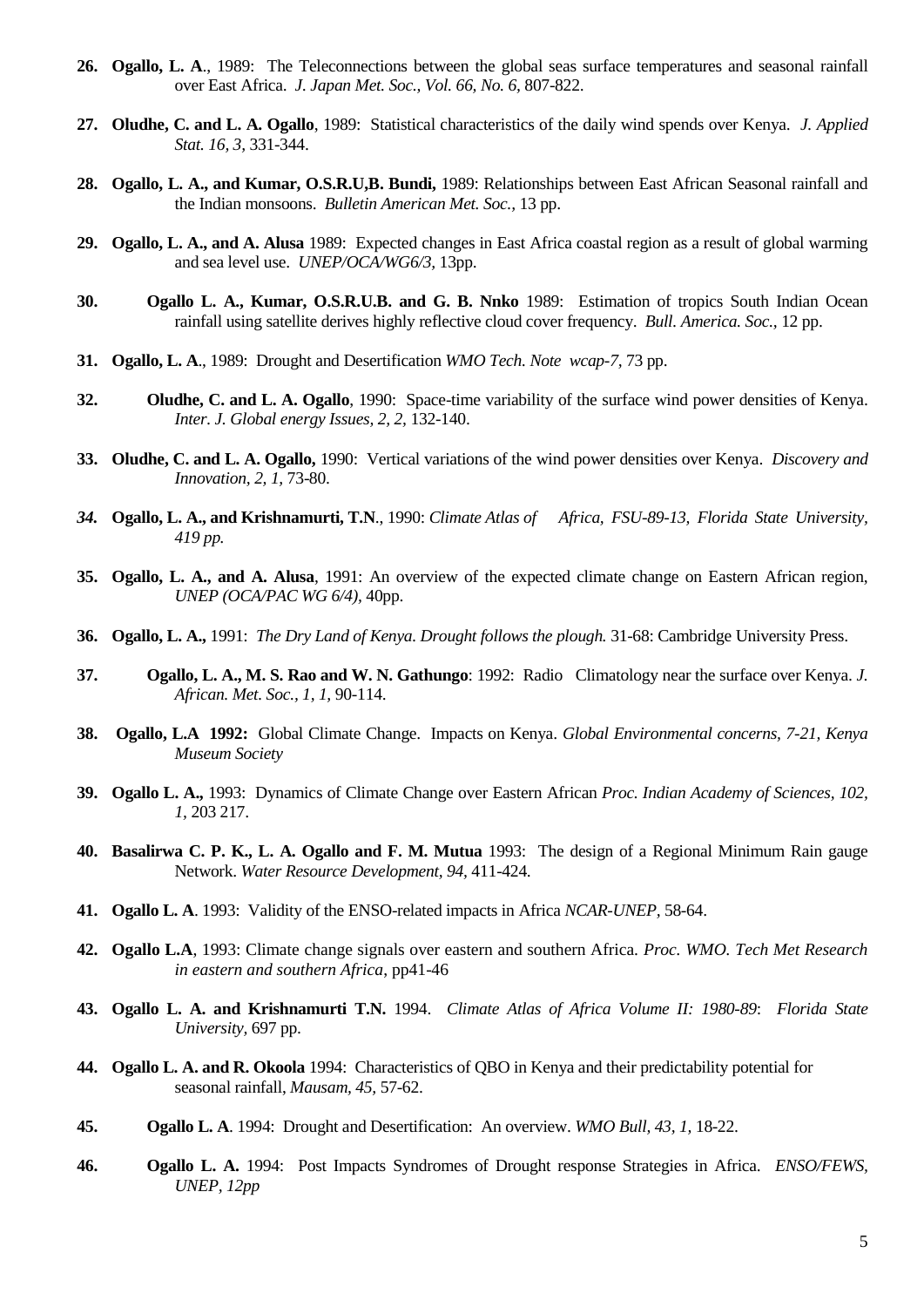26. **Ogallo, L. A**., 1989: The Teleconnections between the global seas surface temperatures and seasonal rainfall over East Africa. *J. Japan Met. Soc., Vol. 66, No. 6,* 807-822.

27. **Oludhe, C. and L. A. Ogallo**, 1989: Statistical characteristics of the daily wind spends over Kenya. *J. Applied Stat. 16, 3,* 331-344.

28. **Ogallo, L. A., and Kumar, O.S.R.U,B. Bundi,** 1989: Relationships between East African Seasonal rainfall and the Indian monsoons. *Bulletin American Met. Soc.,* 13 pp.

29. **Ogallo, L. A., and A. Alusa** 1989: Expected changes in East Africa coastal region as a result of global warming and sea level use. *UNEP/OCA/WG6/3,* 13pp.

30. **Ogallo L. A., Kumar, O.S.R.U.B. and G. B. Nnko** 1989: Estimation of tropics South Indian Ocean rainfall using satellite derives highly reflective cloud cover frequency. *Bull. America. Soc.*, 12 pp.

31. **Ogallo, L. A**., 1989: Drought and Desertification *WMO Tech. Note wcap-7,* 73 pp.

32. **Oludhe, C. and L. A. Ogallo**, 1990: Space-time variability of the surface wind power densities of Kenya. *Inter. J. Global energy Issues, 2, 2,* 132-140.

33. **Oludhe, C. and L. A. Ogallo,** 1990: Vertical variations of the wind power densities over Kenya. *Discovery and Innovation, 2, 1,* 73-80.

*34.* **Ogallo, L. A., and Krishnamurti, T.N**., 1990: *Climate Atlas of Africa, FSU-89-13, Florida State University, 419 pp.*

35. **Ogallo, L. A., and A. Alusa**, 1991: An overview of the expected climate change on Eastern African region, *UNEP (OCA/PAC WG 6/4),* 40pp.

36. **Ogallo, L. A.,** 1991: *The Dry Land of Kenya. Drought follows the plough.* 31-68: Cambridge University Press.

37. **Ogallo, L. A., M. S. Rao and W. N. Gathungo**: 1992: Radio Climatology near the surface over Kenya. *J. African. Met. Soc., 1, 1,* 90-114.

38. **Ogallo, L.A 1992:** Global Climate Change. Impacts on Kenya. *Global Environmental concerns, 7-21, Kenya Museum Society*

39. **Ogallo L. A.,** 1993: Dynamics of Climate Change over Eastern African *Proc. Indian Academy of Sciences, 102, 1,* 203 217.

40. **Basalirwa C. P. K., L. A. Ogallo and F. M. Mutua** 1993: The design of a Regional Minimum Rain gauge Network. *Water Resource Development, 94,* 411-424.

41. **Ogallo L. A**. 1993: Validity of the ENSO-related impacts in Africa *NCAR-UNEP,* 58-64.

42. **Ogallo L.A**, 1993: Climate change signals over eastern and southern Africa. *Proc. WMO. Tech Met Research in eastern and southern Africa*, pp41-46

43. **Ogallo L. A. and Krishnamurti T.N.** 1994. *Climate Atlas of Africa Volume II: 1980-89*: *Florida State University,* 697 pp.

44. **Ogallo L. A. and R. Okoola** 1994: Characteristics of QBO in Kenya and their predictability potential for seasonal rainfall, *Mausam, 45,* 57-62.

45. **Ogallo L. A**. 1994: Drought and Desertification: An overview. *WMO Bull, 43, 1,* 18-22.

46. **Ogallo L. A.** 1994: Post Impacts Syndromes of Drought response Strategies in Africa. *ENSO/FEWS, UNEP, 12pp*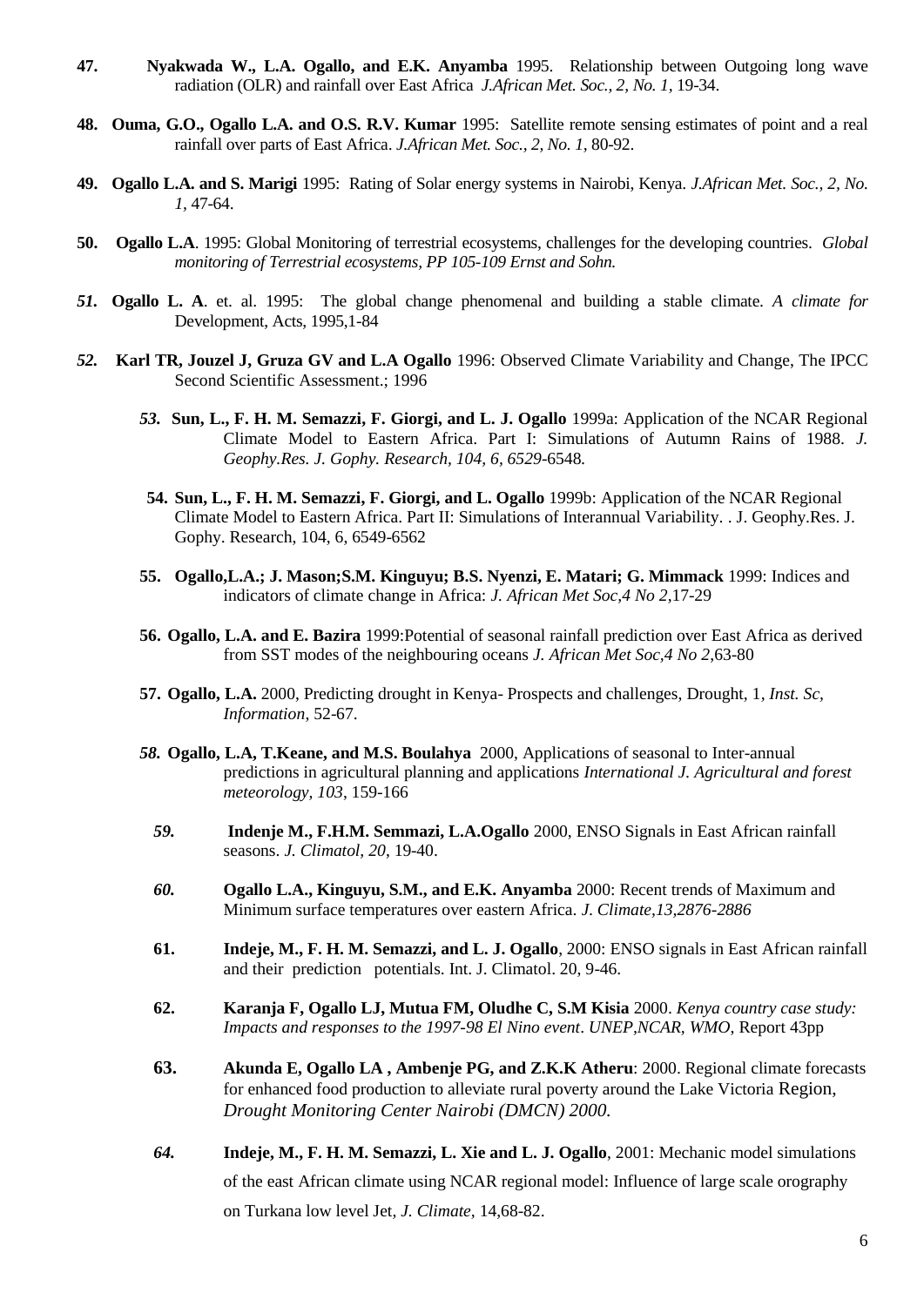47. **Nyakwada W., L.A. Ogallo, and E.K. Anyamba** 1995. Relationship between Outgoing long wave radiation (OLR) and rainfall over East Africa *J.African Met. Soc., 2, No. 1,* 19-34.

48. **Ouma, G.O., Ogallo L.A. and O.S. R.V. Kumar** 1995: Satellite remote sensing estimates of point and a real rainfall over parts of East Africa. *J.African Met. Soc., 2, No. 1,* 80-92.

49. **Ogallo L.A. and S. Marigi** 1995: Rating of Solar energy systems in Nairobi, Kenya. *J.African Met. Soc., 2, No. 1,* 47-64.

50. **Ogallo L.A**. 1995: Global Monitoring of terrestrial ecosystems, challenges for the developing countries. *Global monitoring of Terrestrial ecosystems, PP 105-109 Ernst and Sohn.*

51. **Ogallo L. A**. et. al. 1995: The global change phenomenal and building a stable climate. *A climate for* Development, Acts, 1995,1-84

52. **Karl TR, Jouzel J, Gruza GV and L.A Ogallo** 1996: Observed Climate Variability and Change, The IPCC Second Scientific Assessment.; 1996

53. **Sun, L., F. H. M. Semazzi, F. Giorgi, and L. J. Ogallo** 1999a: Application of the NCAR Regional Climate Model to Eastern Africa. Part I: Simulations of Autumn Rains of 1988. *J. Geophy.Res. J. Gophy. Research, 104, 6, 6529-*6548.

54. **Sun, L., F. H. M. Semazzi, F. Giorgi, and L. Ogallo** 1999b: Application of the NCAR Regional Climate Model to Eastern Africa. Part II: Simulations of Interannual Variability. . J. Geophy.Res. J. Gophy. Research, 104, 6, 6549-6562

55. **Ogallo,L.A.; J. Mason;S.M. Kinguyu; B.S. Nyenzi, E. Matari; G. Mimmack** 1999: Indices and indicators of climate change in Africa: *J. African Met Soc,4 No 2*,17-29

56. **Ogallo, L.A. and E. Bazira** 1999:Potential of seasonal rainfall prediction over East Africa as derived from SST modes of the neighbouring oceans *J. African Met Soc,4 No 2*,63-80

57. **Ogallo, L.A.** 2000, Predicting drought in Kenya- Prospects and challenges, Drought, 1, *Inst. Sc, Information*, 52-67.

58. **Ogallo, L.A, T.Keane, and M.S. Boulahya** 2000, Applications of seasonal to Inter-annual predictions in agricultural planning and applications *International J. Agricultural and forest meteorology, 103*, 159-166

59. **Indenje M., F.H.M. Semmazi, L.A.Ogallo** 2000, ENSO Signals in East African rainfall seasons. *J. Climatol, 20*, 19-40.

60. **Ogallo L.A., Kinguyu, S.M., and E.K. Anyamba** 2000: Recent trends of Maximum and Minimum surface temperatures over eastern Africa. *J. Climate,13,2876-2886*

61. **Indeje, M., F. H. M. Semazzi, and L. J. Ogallo**, 2000: ENSO signals in East African rainfall and their prediction potentials. Int. J. Climatol. 20, 9-46.

62. **Karanja F, Ogallo LJ, Mutua FM, Oludhe C, S.M Kisia** 2000. *Kenya country case study: Impacts and responses to the 1997-98 El Nino event*. *UNEP,NCAR, WMO*, Report 43pp

63. **Akunda E, Ogallo LA , Ambenje PG, and Z.K.K Atheru**: 2000. Regional climate forecasts for enhanced food production to alleviate rural poverty around the Lake Victoria Region, *Drought Monitoring Center Nairobi (DMCN) 2000.*

64. **Indeje, M., F. H. M. Semazzi, L. Xie and L. J. Ogallo**, 2001: Mechanic model simulations of the east African climate using NCAR regional model: Influence of large scale orography on Turkana low level Jet, *J. Climate*, 14,68-82.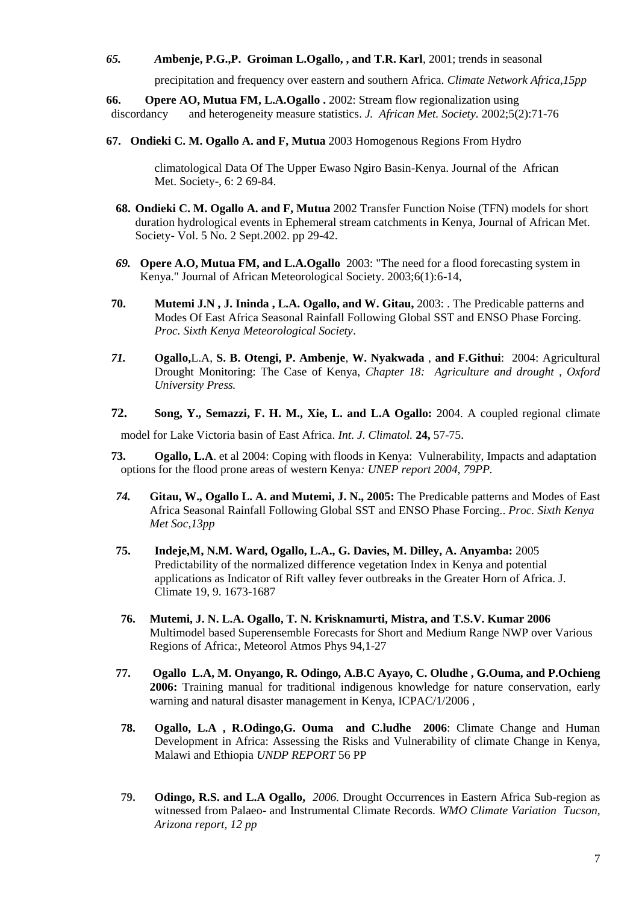*65.* ***A*mbenje, P.G.,P. Groiman L.Ogallo, , and T.R. Karl**, 2001; trends in seasonal precipitation and frequency over eastern and southern Africa. *Climate Network Africa,15pp*

**66. Opere AO, Mutua FM, L.A.Ogallo .** 2002: Stream flow regionalization using discordancy and heterogeneity measure statistics. *J. African Met. Society.* 2002;5(2):71-76

**67. Ondieki C. M. Ogallo A. and F, Mutua** 2003 Homogenous Regions From Hydro climatological Data Of The Upper Ewaso Ngiro Basin-Kenya. Journal of the African Met. Society-, 6: 2 69-84.

**68. Ondieki C. M. Ogallo A. and F, Mutua** 2002 Transfer Function Noise (TFN) models for short duration hydrological events in Ephemeral stream catchments in Kenya, Journal of African Met. Society- Vol. 5 No. 2 Sept.2002. pp 29-42.

*69.* **Opere A.O, Mutua FM, and L.A.Ogallo** 2003: "The need for a flood forecasting system in Kenya." Journal of African Meteorological Society. 2003;6(1):6-14,

**70. Mutemi J.N , J. Ininda , L.A. Ogallo, and W. Gitau,** 2003: . The Predicable patterns and Modes Of East Africa Seasonal Rainfall Following Global SST and ENSO Phase Forcing. *Proc. Sixth Kenya Meteorological Society*.

*71.* **Ogallo,**L.A, **S. B. Otengi, P. Ambenje**, **W. Nyakwada** , **and F.Githui**: 2004: Agricultural Drought Monitoring: The Case of Kenya, *Chapter 18: Agriculture and drought , Oxford University Press.*

**72. Song, Y., Semazzi, F. H. M., Xie, L. and L.A Ogallo:** 2004. A coupled regional climate model for Lake Victoria basin of East Africa. *Int. J. Climatol.* **24,** 57-75.

**73. Ogallo, L.A**. et al 2004: Coping with floods in Kenya: Vulnerability, Impacts and adaptation options for the flood prone areas of western Kenya*: UNEP report 2004, 79PP.*

*74.* **Gitau, W., Ogallo L. A. and Mutemi, J. N., 2005:** The Predicable patterns and Modes of East Africa Seasonal Rainfall Following Global SST and ENSO Phase Forcing.. *Proc. Sixth Kenya Met Soc,13pp*

**75. Indeje,M, N.M. Ward, Ogallo, L.A., G. Davies, M. Dilley, A. Anyamba:** 2005 Predictability of the normalized difference vegetation Index in Kenya and potential applications as Indicator of Rift valley fever outbreaks in the Greater Horn of Africa. J. Climate 19, 9. 1673-1687

**76. Mutemi, J. N. L.A. Ogallo, T. N. Krisknamurti, Mistra, and T.S.V. Kumar 2006** Multimodel based Superensemble Forecasts for Short and Medium Range NWP over Various Regions of Africa:, Meteorol Atmos Phys 94,1-27

**77. Ogallo L.A, M. Onyango, R. Odingo, A.B.C Ayayo, C. Oludhe , G.Ouma, and P.Ochieng 2006:** Training manual for traditional indigenous knowledge for nature conservation, early warning and natural disaster management in Kenya, ICPAC/1/2006 ,

**78. Ogallo, L.A , R.Odingo,G. Ouma and C.ludhe 2006**: Climate Change and Human Development in Africa: Assessing the Risks and Vulnerability of climate Change in Kenya, Malawi and Ethiopia *UNDP REPORT* 56 PP

**79. Odingo, R.S. and L.A Ogallo,** *2006.* Drought Occurrences in Eastern Africa Sub-region as witnessed from Palaeo- and Instrumental Climate Records. *WMO Climate Variation Tucson, Arizona report, 12 pp*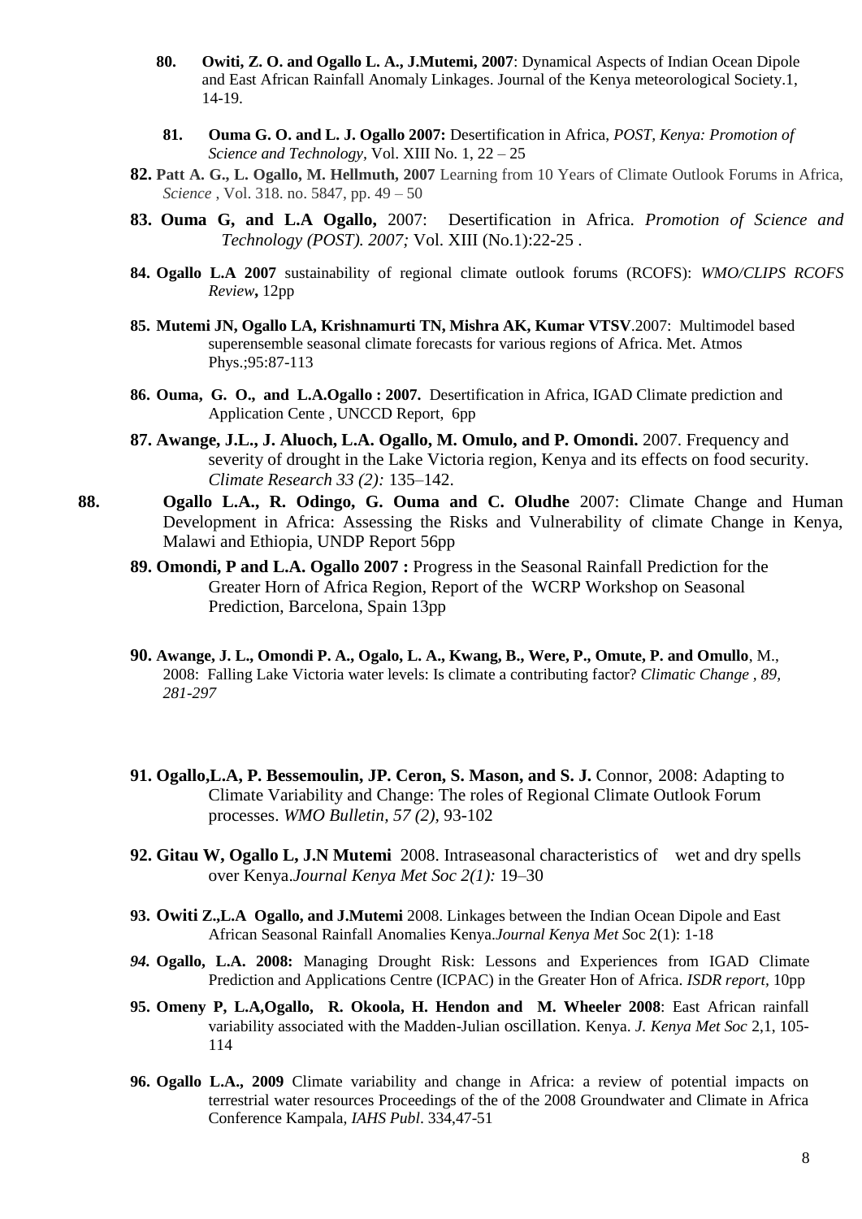80. **Owiti, Z. O. and Ogallo L. A., J.Mutemi, 2007**: Dynamical Aspects of Indian Ocean Dipole and East African Rainfall Anomaly Linkages. Journal of the Kenya meteorological Society.1, 14-19.

81. **Ouma G. O. and L. J. Ogallo 2007:** Desertification in Africa, *POST, Kenya: Promotion of Science and Technology*, Vol. XIII No. 1, 22 – 25

82. **Patt A. G., L. Ogallo, M. Hellmuth, 2007** Learning from 10 Years of Climate Outlook Forums in Africa, *Science* , Vol. 318. no. 5847, pp. 49 – 50

83. **Ouma G, and L.A Ogallo,** 2007: Desertification in Africa. *Promotion of Science and Technology (POST). 2007;* Vol. XIII (No.1):22-25 .

84. **Ogallo L.A 2007** sustainability of regional climate outlook forums (RCOFS): *WMO/CLIPS RCOFS Review***,** 12pp

85. **Mutemi JN, Ogallo LA, Krishnamurti TN, Mishra AK, Kumar VTSV**.2007: Multimodel based superensemble seasonal climate forecasts for various regions of Africa. Met. Atmos Phys.;95:87-113

86. **Ouma, G. O., and L.A.Ogallo : 2007.** Desertification in Africa, IGAD Climate prediction and Application Cente , UNCCD Report, 6pp

87. **Awange, J.L., J. Aluoch, L.A. Ogallo, M. Omulo, and P. Omondi.** 2007. Frequency and severity of drought in the Lake Victoria region, Kenya and its effects on food security. *Climate Research 33 (2):* 135–142.

88. **Ogallo L.A., R. Odingo, G. Ouma and C. Oludhe** 2007: Climate Change and Human Development in Africa: Assessing the Risks and Vulnerability of climate Change in Kenya, Malawi and Ethiopia, UNDP Report 56pp

89. **Omondi, P and L.A. Ogallo 2007 :** Progress in the Seasonal Rainfall Prediction for the Greater Horn of Africa Region, Report of the WCRP Workshop on Seasonal Prediction, Barcelona, Spain 13pp

90. **Awange, J. L., Omondi P. A., Ogalo, L. A., Kwang, B., Were, P., Omute, P. and Omullo**, M., 2008: Falling Lake Victoria water levels: Is climate a contributing factor? *Climatic Change , 89, 281-297*

91. **Ogallo,L.A, P. Bessemoulin, JP. Ceron, S. Mason, and S. J.** Connor, 2008: Adapting to Climate Variability and Change: The roles of Regional Climate Outlook Forum processes. *WMO Bulletin, 57 (2)*, 93-102

92. **Gitau W, Ogallo L, J.N Mutemi** 2008. Intraseasonal characteristics of wet and dry spells over Kenya.*Journal Kenya Met Soc 2(1):* 19–30

93. **Owiti Z.,L.A Ogallo, and J.Mutemi** 2008. Linkages between the Indian Ocean Dipole and East African Seasonal Rainfall Anomalies Kenya.*Journal Kenya Met S*oc 2(1): 1-18

94. **Ogallo, L.A. 2008:** Managing Drought Risk: Lessons and Experiences from IGAD Climate Prediction and Applications Centre (ICPAC) in the Greater Hon of Africa. *ISDR report*, 10pp

95. **Omeny P, L.A,Ogallo, R. Okoola, H. Hendon and M. Wheeler 2008**: East African rainfall variability associated with the Madden-Julian oscillation. Kenya. *J. Kenya Met Soc* 2,1, 105-114

96. **Ogallo L.A., 2009** Climate variability and change in Africa: a review of potential impacts on terrestrial water resources Proceedings of the of the 2008 Groundwater and Climate in Africa Conference Kampala, *IAHS Publ*. 334,47-51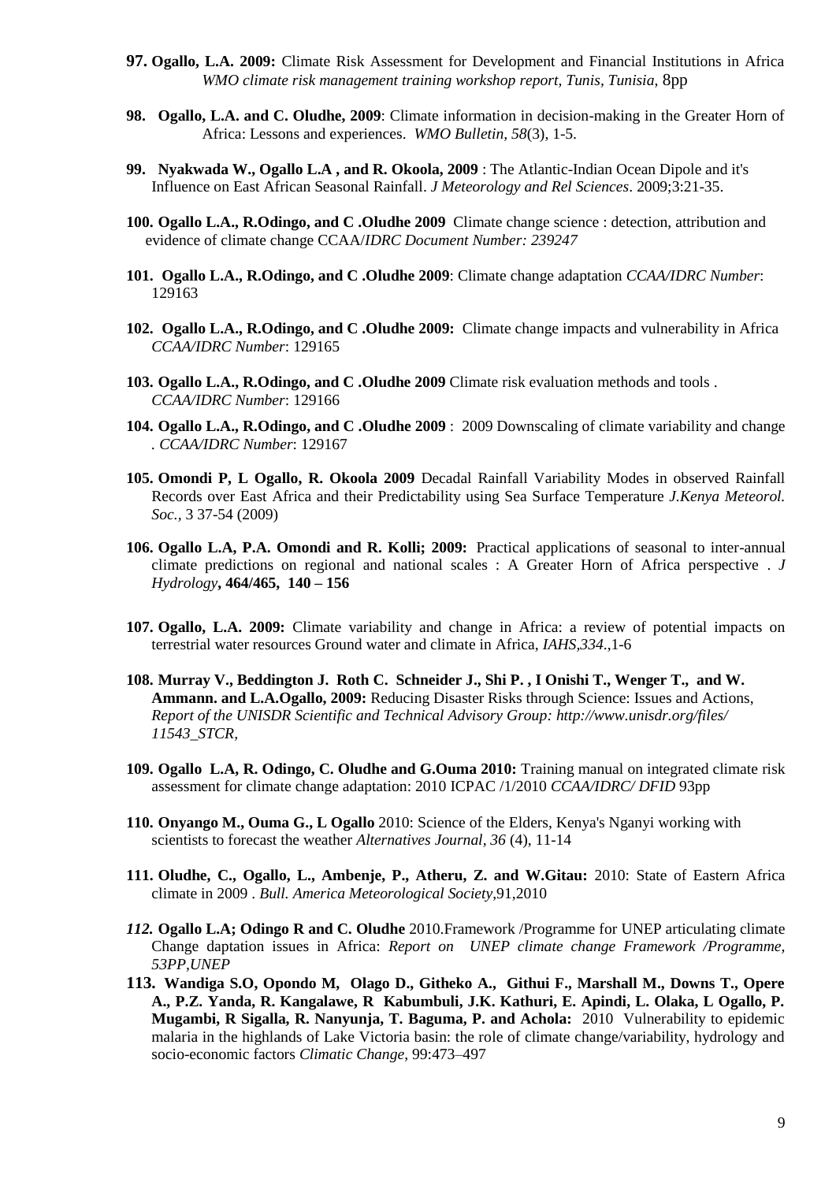**97. Ogallo, L.A. 2009:** Climate Risk Assessment for Development and Financial Institutions in Africa *WMO climate risk management training workshop report, Tunis, Tunisia,* 8pp

**98. Ogallo, L.A. and C. Oludhe, 2009**: Climate information in decision-making in the Greater Horn of Africa: Lessons and experiences. *WMO Bulletin, 58*(3), 1-5.

**99. Nyakwada W., Ogallo L.A , and R. Okoola, 2009** : The Atlantic-Indian Ocean Dipole and it's Influence on East African Seasonal Rainfall. *J Meteorology and Rel Sciences*. 2009;3:21-35.

**100. Ogallo L.A., R.Odingo, and C .Oludhe 2009** Climate change science : detection, attribution and evidence of climate change CCAA/*IDRC Document Number: 239247*

**101. Ogallo L.A., R.Odingo, and C .Oludhe 2009**: Climate change adaptation *CCAA/IDRC Number*: 129163

**102. Ogallo L.A., R.Odingo, and C .Oludhe 2009:** Climate change impacts and vulnerability in Africa *CCAA/IDRC Number*: 129165

**103. Ogallo L.A., R.Odingo, and C .Oludhe 2009** Climate risk evaluation methods and tools . *CCAA/IDRC Number*: 129166

**104. Ogallo L.A., R.Odingo, and C .Oludhe 2009** : 2009 Downscaling of climate variability and change . *CCAA/IDRC Number*: 129167

**105. Omondi P, L Ogallo, R. Okoola 2009** Decadal Rainfall Variability Modes in observed Rainfall Records over East Africa and their Predictability using Sea Surface Temperature *J.Kenya Meteorol. Soc.,* 3 37-54 (2009)

**106. Ogallo L.A, P.A. Omondi and R. Kolli; 2009:** Practical applications of seasonal to inter-annual climate predictions on regional and national scales : A Greater Horn of Africa perspective . *J Hydrology***, 464/465, 140 – 156**

**107. Ogallo, L.A. 2009:** Climate variability and change in Africa: a review of potential impacts on terrestrial water resources Ground water and climate in Africa, *IAHS,334*.,1-6

**108. Murray V., Beddington J. Roth C. Schneider J., Shi P. , I Onishi T., Wenger T., and W. Ammann. and L.A.Ogallo, 2009:** Reducing Disaster Risks through Science: Issues and Actions, *Report of the UNISDR Scientific and Technical Advisory Group: http://www.unisdr.org/files/ 11543_STCR,*

**109. Ogallo L.A, R. Odingo, C. Oludhe and G.Ouma 2010:** Training manual on integrated climate risk assessment for climate change adaptation: 2010 ICPAC /1/2010 *CCAA/IDRC/ DFID* 93pp

**110. Onyango M., Ouma G., L Ogallo** 2010: Science of the Elders, Kenya's Nganyi working with scientists to forecast the weather *Alternatives Journal, 36* (4), 11-14

**111. Oludhe, C., Ogallo, L., Ambenje, P., Atheru, Z. and W.Gitau:** 2010: State of Eastern Africa climate in 2009 . *Bull. America Meteorological Society*,91,2010

***112.* Ogallo L.A; Odingo R and C. Oludhe** 2010.Framework /Programme for UNEP articulating climate Change daptation issues in Africa: *Report on UNEP climate change Framework /Programme, 53PP,UNEP*

**113. Wandiga S.O, Opondo M, Olago D., Githeko A., Githui F., Marshall M., Downs T., Opere A., P.Z. Yanda, R. Kangalawe, R Kabumbuli, J.K. Kathuri, E. Apindi, L. Olaka, L Ogallo, P. Mugambi, R Sigalla, R. Nanyunja, T. Baguma, P. and Achola:** 2010 Vulnerability to epidemic malaria in the highlands of Lake Victoria basin: the role of climate change/variability, hydrology and socio-economic factors *Climatic Change*, 99:473–497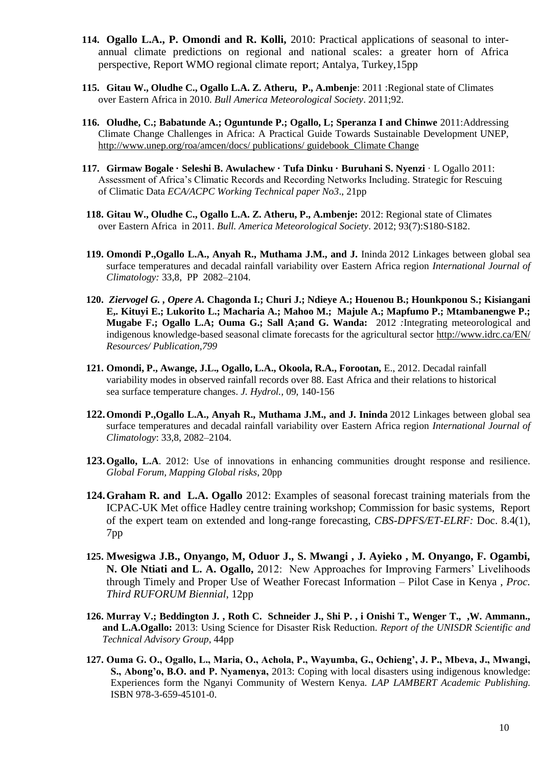114. **Ogallo L.A., P. Omondi and R. Kolli,** 2010: Practical applications of seasonal to inter-annual climate predictions on regional and national scales: a greater horn of Africa perspective, Report WMO regional climate report; Antalya, Turkey,15pp

115. **Gitau W., Oludhe C., Ogallo L.A. Z. Atheru, P., A.mbenje**: 2011 :Regional state of Climates over Eastern Africa in 2010. *Bull America Meteorological Society*. 2011;92.

116. **Oludhe, C.; Babatunde A.; Oguntunde P.; Ogallo, L; Speranza I and Chinwe** 2011:Addressing Climate Change Challenges in Africa: A Practical Guide Towards Sustainable Development UNEP, http://www.unep.org/roa/amcen/docs/ publications/ guidebook_Climate Change

117. **Girmaw Bogale · Seleshi B. Awulachew · Tufa Dinku · Buruhani S. Nyenzi** · L Ogallo 2011: Assessment of Africa's Climatic Records and Recording Networks Including. Strategic for Rescuing of Climatic Data *ECA/ACPC Working Technical paper No3*., 21pp

118. **Gitau W., Oludhe C., Ogallo L.A. Z. Atheru, P., A.mbenje:** 2012: Regional state of Climates over Eastern Africa in 2011. *Bull. America Meteorological Society*. 2012; 93(7):S180-S182.

119. **Omondi P.,Ogallo L.A., Anyah R., Muthama J.M., and J.** Ininda 2012 Linkages between global sea surface temperatures and decadal rainfall variability over Eastern Africa region *International Journal of Climatology:* 33,8, PP 2082–2104.

120. ***Ziervogel G. , Opere A.* Chagonda I.; Churi J.; Ndieye A.; Houenou B.; Hounkponou S.; Kisiangani E,. Kituyi E.; Lukorito L.; Macharia A.; Mahoo M.; Majule A.; Mapfumo P.; Mtambanengwe P.; Mugabe F.; Ogallo L.A; Ouma G.; Sall A;and G. Wanda:** 2012 *:*Integrating meteorological and indigenous knowledge-based seasonal climate forecasts for the agricultural sector http://www.idrc.ca/EN/ *Resources/ Publication,799*

121. **Omondi, P., Awange, J.L., Ogallo, L.A., Okoola, R.A., Forootan,** E., 2012. Decadal rainfall variability modes in observed rainfall records over 88. East Africa and their relations to historical sea surface temperature changes. *J. Hydrol.,* 09, 140-156

122. **Omondi P.,Ogallo L.A., Anyah R., Muthama J.M., and J. Ininda** 2012 Linkages between global sea surface temperatures and decadal rainfall variability over Eastern Africa region *International Journal of Climatology*: 33,8, 2082–2104.

123. **Ogallo, L.A**. 2012: Use of innovations in enhancing communities drought response and resilience. *Global Forum, Mapping Global risks*, 20pp

124. **Graham R. and L.A. Ogallo** 2012: Examples of seasonal forecast training materials from the ICPAC-UK Met office Hadley centre training workshop; Commission for basic systems, Report of the expert team on extended and long-range forecasting, *CBS-DPFS/ET-ELRF:* Doc. 8.4(1), 7pp

125. **Mwesigwa J.B., Onyango, M, Oduor J., S. Mwangi , J. Ayieko , M. Onyango, F. Ogambi, N. Ole Ntiati and L. A. Ogallo,** 2012: New Approaches for Improving Farmers' Livelihoods through Timely and Proper Use of Weather Forecast Information – Pilot Case in Kenya , *Proc. Third RUFORUM Biennial*, 12pp

126. **Murray V.; Beddington J. , Roth C. Schneider J., Shi P. , i Onishi T., Wenger T., ,W. Ammann., and L.A.Ogallo:** 2013: Using Science for Disaster Risk Reduction. *Report of the UNISDR Scientific and Technical Advisory Group*, 44pp

127. **Ouma G. O., Ogallo, L., Maria, O., Achola, P., Wayumba, G., Ochieng', J. P., Mbeva, J., Mwangi, S., Abong'o, B.O. and P. Nyamenya,** 2013: Coping with local disasters using indigenous knowledge: Experiences form the Nganyi Community of Western Kenya. *LAP LAMBERT Academic Publishing.* ISBN 978-3-659-45101-0.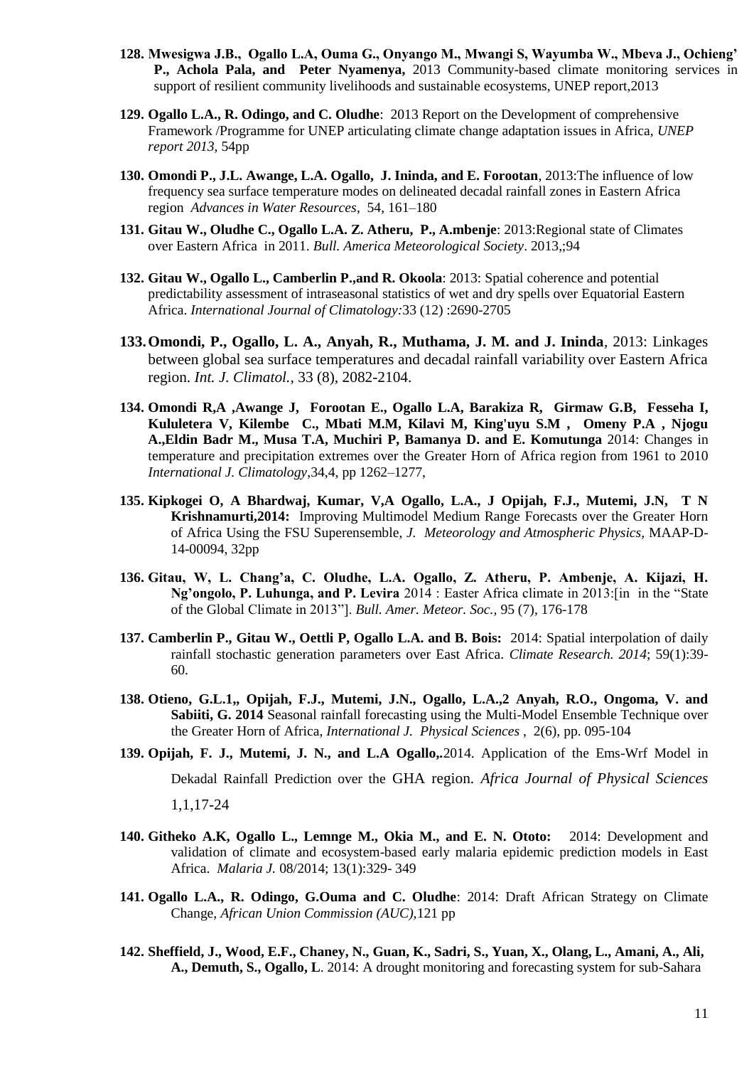128. **Mwesigwa J.B., Ogallo L.A, Ouma G., Onyango M., Mwangi S, Wayumba W., Mbeva J., Ochieng' P., Achola Pala, and Peter Nyamenya,** 2013 Community-based climate monitoring services in support of resilient community livelihoods and sustainable ecosystems, UNEP report,2013

129. **Ogallo L.A., R. Odingo, and C. Oludhe**: 2013 Report on the Development of comprehensive Framework /Programme for UNEP articulating climate change adaptation issues in Africa, *UNEP report 2013*, 54pp

130. **Omondi P., J.L. Awange, L.A. Ogallo, J. Ininda, and E. Forootan**, 2013:The influence of low frequency sea surface temperature modes on delineated decadal rainfall zones in Eastern Africa region *Advances in Water Resources*, 54, 161–180

131. **Gitau W., Oludhe C., Ogallo L.A. Z. Atheru, P., A.mbenje**: 2013:Regional state of Climates over Eastern Africa in 2011. *Bull. America Meteorological Society*. 2013,;94

132. **Gitau W., Ogallo L., Camberlin P.,and R. Okoola**: 2013: Spatial coherence and potential predictability assessment of intraseasonal statistics of wet and dry spells over Equatorial Eastern Africa. *International Journal of Climatology:*33 (12) :2690-2705

133. **Omondi, P., Ogallo, L. A., Anyah, R., Muthama, J. M. and J. Ininda**, 2013: Linkages between global sea surface temperatures and decadal rainfall variability over Eastern Africa region. *Int. J. Climatol.,* 33 (8), 2082-2104.

134. **Omondi R,A ,Awange J, Forootan E., Ogallo L.A, Barakiza R, Girmaw G.B, Fesseha I, Kululetera V, Kilembe C., Mbati M.M, Kilavi M, King'uyu S.M , Omeny P.A , Njogu A.,Eldin Badr M., Musa T.A, Muchiri P, Bamanya D. and E. Komutunga** 2014: Changes in temperature and precipitation extremes over the Greater Horn of Africa region from 1961 to 2010 *International J. Climatology*,34,4, pp 1262–1277,

135. **Kipkogei O, A Bhardwaj, Kumar, V,A Ogallo, L.A., J Opijah, F.J., Mutemi, J.N, T N Krishnamurti,2014:** Improving Multimodel Medium Range Forecasts over the Greater Horn of Africa Using the FSU Superensemble, *J. Meteorology and Atmospheric Physics*, MAAP-D-14-00094, 32pp

136. **Gitau, W, L. Chang'a, C. Oludhe, L.A. Ogallo, Z. Atheru, P. Ambenje, A. Kijazi, H. Ng'ongolo, P. Luhunga, and P. Levira** 2014 : Easter Africa climate in 2013:[in in the "State of the Global Climate in 2013"]. *Bull. Amer. Meteor. Soc.,* 95 (7), 176-178

137. **Camberlin P., Gitau W., Oettli P, Ogallo L.A. and B. Bois:** 2014: Spatial interpolation of daily rainfall stochastic generation parameters over East Africa. *Climate Research. 2014*; 59(1):39-60.

138. **Otieno, G.L.1,, Opijah, F.J., Mutemi, J.N., Ogallo, L.A.,2 Anyah, R.O., Ongoma, V. and Sabiiti, G. 2014** Seasonal rainfall forecasting using the Multi-Model Ensemble Technique over the Greater Horn of Africa, *International J. Physical Sciences* , 2(6), pp. 095-104

139. **Opijah, F. J., Mutemi, J. N., and L.A Ogallo,.**2014. Application of the Ems-Wrf Model in Dekadal Rainfall Prediction over the GHA region. *Africa Journal of Physical Sciences* 1,1,17-24

140. **Githeko A.K, Ogallo L., Lemnge M., Okia M., and E. N. Ototo:** 2014: Development and validation of climate and ecosystem-based early malaria epidemic prediction models in East Africa. *Malaria J.* 08/2014; 13(1):329- 349

141. **Ogallo L.A., R. Odingo, G.Ouma and C. Oludhe**: 2014: Draft African Strategy on Climate Change, *African Union Commission (AUC)*,121 pp

142. **Sheffield, J., Wood, E.F., Chaney, N., Guan, K., Sadri, S., Yuan, X., Olang, L., Amani, A., Ali, A., Demuth, S., Ogallo, L**. 2014: A drought monitoring and forecasting system for sub-Sahara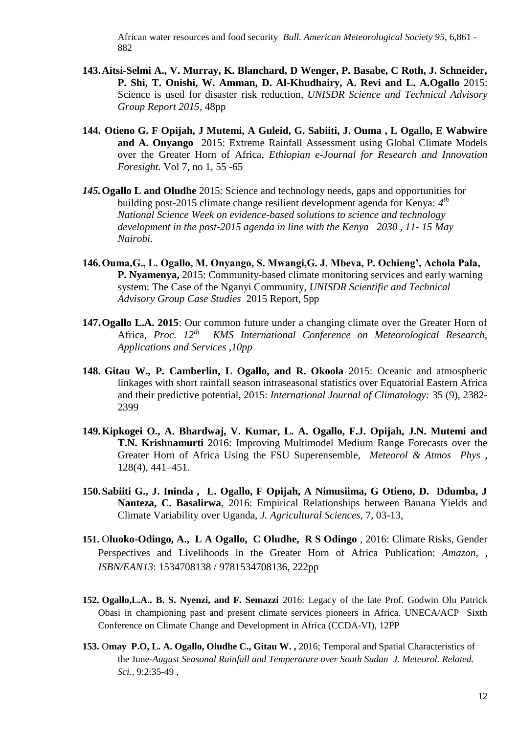African water resources and food security *Bull. American Meteorological Society 95*, 6,861 - 882

**143. Aitsi-Selmi A., V. Murray, K. Blanchard, D Wenger, P. Basabe, C Roth, J. Schneider, P. Shi, T. Onishi, W. Amman, D. Al-Khudhairy, A. Revi and L. A.Ogallo** 2015: Science is used for disaster risk reduction, *UNISDR Science and Technical Advisory Group Report 2015*, 48pp

**144. Otieno G. F Opijah, J Mutemi, A Guleid, G. Sabiiti, J. Ouma , L Ogallo, E Wabwire and A. Onyango** 2015: Extreme Rainfall Assessment using Global Climate Models over the Greater Horn of Africa, *Ethiopian e-Journal for Research and Innovation Foresight.* Vol 7, no 1, 55 -65

***145.* Ogallo L and Oludhe** 2015: Science and technology needs, gaps and opportunities for building post-2015 climate change resilient development agenda for Kenya: *4th National Science Week on evidence-based solutions to science and technology development in the post-2015 agenda in line with the Kenya 2030 , 11- 15 May Nairobi.*

**146. Ouma,G., L. Ogallo, M. Onyango, S. Mwangi,G. J. Mbeva, P. Ochieng', Achola Pala, P. Nyamenya,** 2015: Community-based climate monitoring services and early warning system: The Case of the Nganyi Community, *UNISDR Scientific and Technical Advisory Group Case Studies* 2015 Report, 5pp

**147. Ogallo L.A. 2015**: Our common future under a changing climate over the Greater Horn of Africa, *Proc. 12th KMS International Conference on Meteorological Research, Applications and Services ,10pp*

**148. Gitau W., P. Camberlin, L Ogallo, and R. Okoola** 2015: Oceanic and atmospheric linkages with short rainfall season intraseasonal statistics over Equatorial Eastern Africa and their predictive potential, 2015: *International Journal of Climatology:* 35 (9), 2382-2399

**149. Kipkogei O., A. Bhardwaj, V. Kumar, L. A. Ogallo, F.J. Opijah, J.N. Mutemi and T.N. Krishnamurti** 2016: Improving Multimodel Medium Range Forecasts over the Greater Horn of Africa Using the FSU Superensemble, *Meteorol & Atmos Phys* , 128(4), 441–451.

**150. Sabiiti G., J. Ininda , L. Ogallo, F Opijah, A Nimusiima, G Otieno, D. Ddumba, J Nanteza, C. Basalirwa**, 2016: Empirical Relationships between Banana Yields and Climate Variability over Uganda, *J. Agricultural Sciences*, 7, 03-13,

**151.** O**luoko-Odingo, A., L A Ogallo, C Oludhe, R S Odingo** , 2016: Climate Risks, Gender Perspectives and Livelihoods in the Greater Horn of Africa Publication: *Amazon*, , *ISBN/EAN13*: 1534708138 / 9781534708136, 222pp

**152. Ogallo,L.A.. B. S. Nyenzi, and F. Semazzi** 2016: Legacy of the late Prof. Godwin Olu Patrick Obasi in championing past and present climate services pioneers in Africa. UNECA/ACP Sixth Conference on Climate Change and Development in Africa (CCDA-VI), 12PP

**153.** O**may P.O, L. A. Ogallo, Oludhe C., Gitau W. ,** 2016; Temporal and Spatial Characteristics of the June-*August Seasonal Rainfall and Temperature over South Sudan J. Meteorol. Related. Sci.,* 9:2:35-49 ,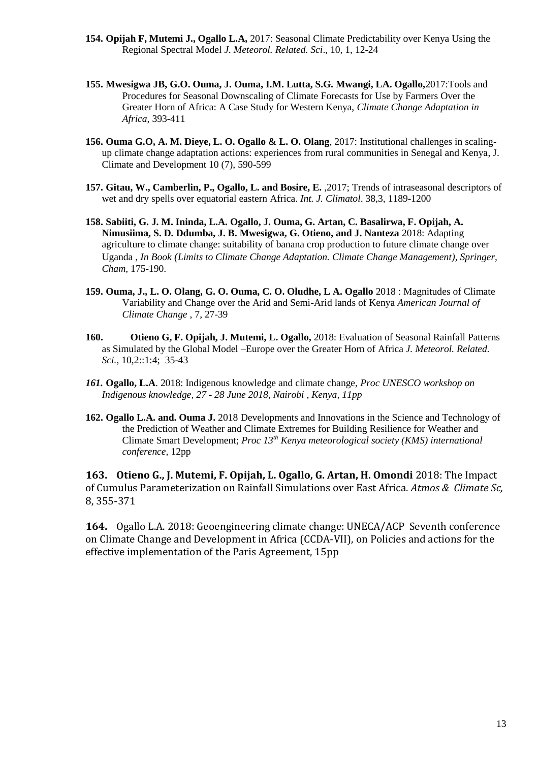**154. Opijah F, Mutemi J., Ogallo L.A,** 2017: Seasonal Climate Predictability over Kenya Using the Regional Spectral Model *J. Meteorol. Related. Sci*., 10, 1, 12-24

**155. Mwesigwa JB, G.O. Ouma, J. Ouma, I.M. Lutta, S.G. Mwangi, LA. Ogallo,**2017:Tools and Procedures for Seasonal Downscaling of Climate Forecasts for Use by Farmers Over the Greater Horn of Africa: A Case Study for Western Kenya, *Climate Change Adaptation in Africa*, 393-411

**156. Ouma G.O, A. M. Dieye, L. O. Ogallo & L. O. Olang**, 2017: Institutional challenges in scaling-up climate change adaptation actions: experiences from rural communities in Senegal and Kenya, J. Climate and Development 10 (7), 590-599

**157. Gitau, W., Camberlin, P., Ogallo, L. and Bosire, E.** ,2017; Trends of intraseasonal descriptors of wet and dry spells over equatorial eastern Africa. *Int. J. Climatol*. 38,3, 1189-1200

**158. Sabiiti, G. J. M. Ininda, L.A. Ogallo, J. Ouma, G. Artan, C. Basalirwa, F. Opijah, A. Nimusiima, S. D. Ddumba, J. B. Mwesigwa, G. Otieno, and J. Nanteza** 2018: Adapting agriculture to climate change: suitability of banana crop production to future climate change over Uganda , *In Book (Limits to Climate Change Adaptation. Climate Change Management), Springer, Cham*, 175-190.

**159. Ouma, J., L. O. Olang, G. O. Ouma, C. O. Oludhe, L A. Ogallo** 2018 : Magnitudes of Climate Variability and Change over the Arid and Semi-Arid lands of Kenya *American Journal of Climate Change* , 7, 27-39

**160. Otieno G, F. Opijah, J. Mutemi, L. Ogallo,** 2018: Evaluation of Seasonal Rainfall Patterns as Simulated by the Global Model –Europe over the Greater Horn of Africa *J. Meteorol. Related. Sci.,* 10,2::1:4; 35-43

***161.* Ogallo, L.A**. 2018: Indigenous knowledge and climate change, *Proc UNESCO workshop on Indigenous knowledge, 27 - 28 June 2018, Nairobi , Kenya, 11pp*

**162. Ogallo L.A. and. Ouma J.** 2018 Developments and Innovations in the Science and Technology of the Prediction of Weather and Climate Extremes for Building Resilience for Weather and Climate Smart Development; *Proc 13th Kenya meteorological society (KMS) international conference,* 12pp

**163. Otieno G., J. Mutemi, F. Opijah, L. Ogallo, G. Artan, H. Omondi** 2018: The Impact of Cumulus Parameterization on Rainfall Simulations over East Africa. *Atmos & Climate Sc,* 8, 355-371

**164.** Ogallo L.A. 2018: Geoengineering climate change: UNECA/ACP Seventh conference on Climate Change and Development in Africa (CCDA-VII), on Policies and actions for the effective implementation of the Paris Agreement, 15pp